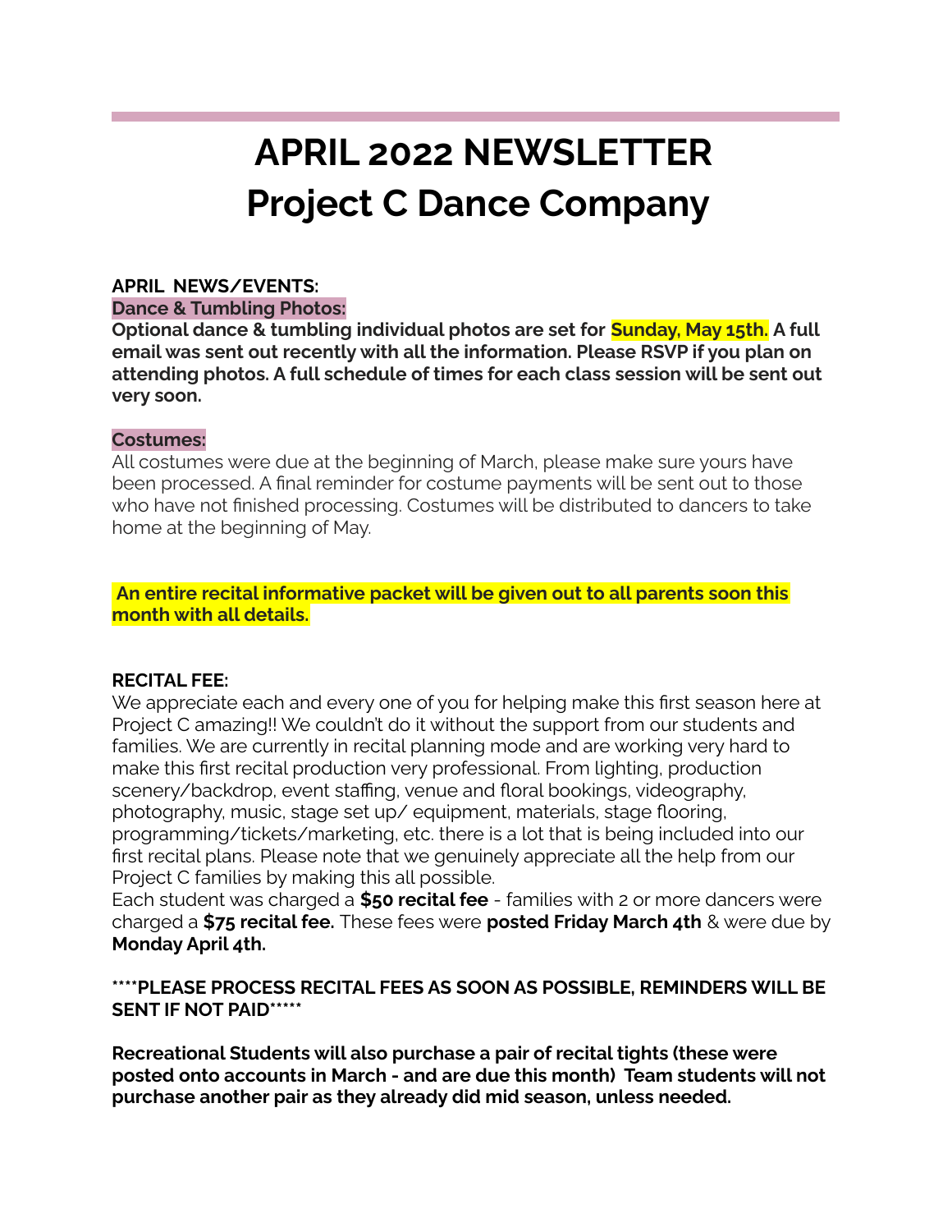# APRIL 2022 NEWSLETTER
# Project C Dance Company

**APRIL NEWS/EVENTS:**

**Dance & Tumbling Photos:**

**Optional dance & tumbling individual photos are set for Sunday, May 15th. A full email was sent out recently with all the information. Please RSVP if you plan on attending photos. A full schedule of times for each class session will be sent out very soon.**

**Costumes:**

All costumes were due at the beginning of March, please make sure yours have been processed. A final reminder for costume payments will be sent out to those who have not finished processing. Costumes will be distributed to dancers to take home at the beginning of May.

**An entire recital informative packet will be given out to all parents soon this month with all details.**

**RECITAL FEE:**

We appreciate each and every one of you for helping make this first season here at Project C amazing!! We couldn't do it without the support from our students and families. We are currently in recital planning mode and are working very hard to make this first recital production very professional. From lighting, production scenery/backdrop, event staffing, venue and floral bookings, videography, photography, music, stage set up/ equipment, materials, stage flooring, programming/tickets/marketing, etc. there is a lot that is being included into our first recital plans. Please note that we genuinely appreciate all the help from our Project C families by making this all possible.

Each student was charged a **$50 recital fee** - families with 2 or more dancers were charged a **$75 recital fee.** These fees were **posted Friday March 4th** & were due by **Monday April 4th.**

**\*\*\*\*PLEASE PROCESS RECITAL FEES AS SOON AS POSSIBLE, REMINDERS WILL BE SENT IF NOT PAID\*\*\*\*\***

**Recreational Students will also purchase a pair of recital tights (these were posted onto accounts in March - and are due this month) Team students will not purchase another pair as they already did mid season, unless needed.**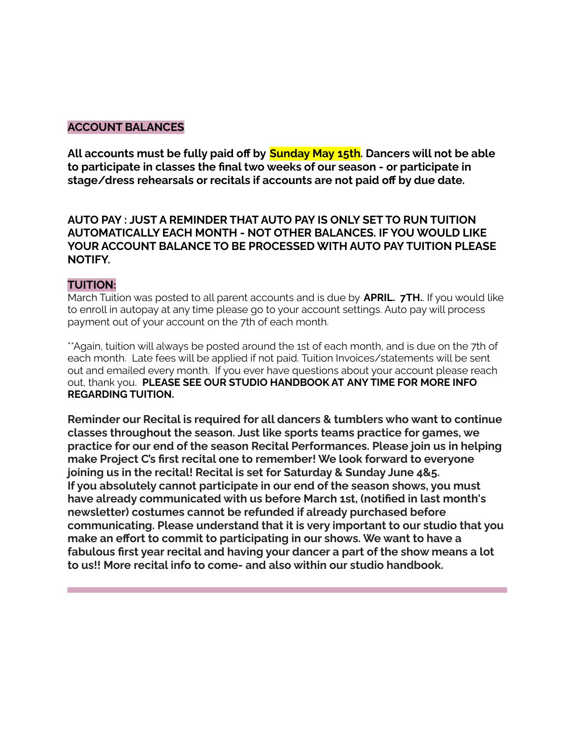## ACCOUNT BALANCES

**All accounts must be fully paid off by Sunday May 15th. Dancers will not be able to participate in classes the final two weeks of our season - or participate in stage/dress rehearsals or recitals if accounts are not paid off by due date.**

**AUTO PAY : JUST A REMINDER THAT AUTO PAY IS ONLY SET TO RUN TUITION AUTOMATICALLY EACH MONTH - NOT OTHER BALANCES. IF YOU WOULD LIKE YOUR ACCOUNT BALANCE TO BE PROCESSED WITH AUTO PAY TUITION PLEASE NOTIFY.**

## TUITION:

March Tuition was posted to all parent accounts and is due by **APRIL. 7TH.**. If you would like to enroll in autopay at any time please go to your account settings. Auto pay will process payment out of your account on the 7th of each month.

**Again, tuition will always be posted around the 1st of each month, and is due on the 7th of each month. Late fees will be applied if not paid. Tuition Invoices/statements will be sent out and emailed every month. If you ever have questions about your account please reach out, thank you. **PLEASE SEE OUR STUDIO HANDBOOK AT ANY TIME FOR MORE INFO REGARDING TUITION.**

**Reminder our Recital is required for all dancers & tumblers who want to continue classes throughout the season. Just like sports teams practice for games, we practice for our end of the season Recital Performances. Please join us in helping make Project C's first recital one to remember! We look forward to everyone joining us in the recital! Recital is set for Saturday & Sunday June 4&5. If you absolutely cannot participate in our end of the season shows, you must have already communicated with us before March 1st, (notified in last month's newsletter) costumes cannot be refunded if already purchased before communicating. Please understand that it is very important to our studio that you make an effort to commit to participating in our shows. We want to have a fabulous first year recital and having your dancer a part of the show means a lot to us!! More recital info to come- and also within our studio handbook.**